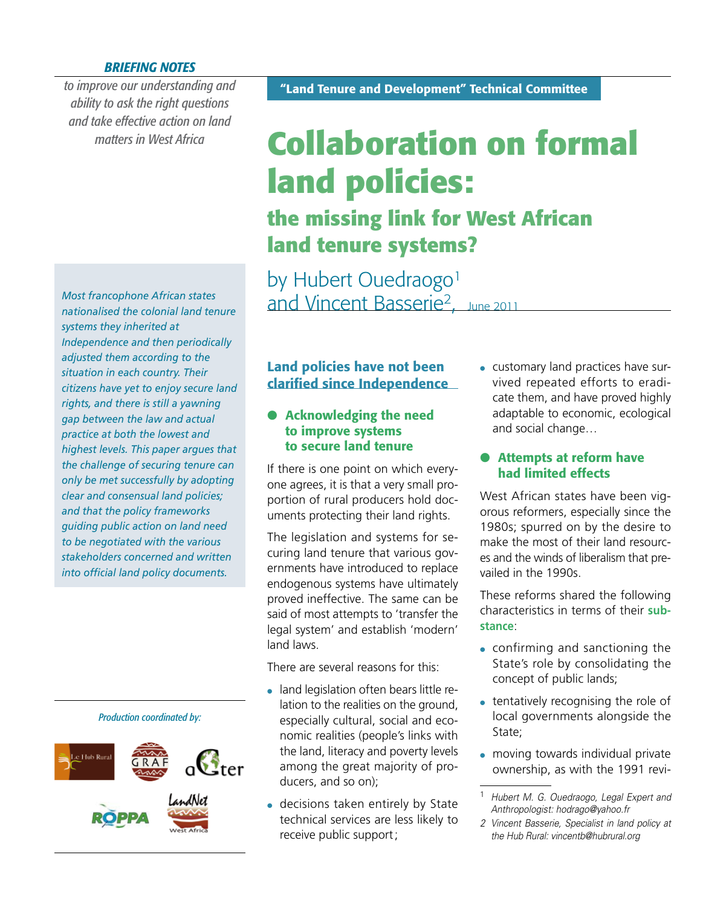*BRIEFING NOTES*

*to improve our understanding and ability to ask the right questions and take effective action on land matters in West Africa*

**"Land Tenure and Development" Technical Committee**

# Collaboration on formal land policies:

## the missing link for West African land tenure systems?

by Hubert Ouedraogo[1] and Vincent Basserie[2], June 2011

*Most francophone African states nationalised the colonial land tenure systems they inherited at Independence and then periodically adjusted them according to the situation in each country. Their citizens have yet to enjoy secure land rights, and there is still a yawning gap between the law and actual practice at both the lowest and highest levels. This paper argues that the challenge of securing tenure can only be met successfully by adopting clear and consensual land policies; and that the policy frameworks guiding public action on land need to be negotiated with the various stakeholders concerned and written into official land policy documents.*

*Production coordinated by:*

## Land policies have not been clarified since Independence

### Acknowledging the need to improve systems to secure land tenure

If there is one point on which everyone agrees, it is that a very small proportion of rural producers hold documents protecting their land rights.

The legislation and systems for securing land tenure that various governments have introduced to replace endogenous systems have ultimately proved ineffective. The same can be said of most attempts to 'transfer the legal system' and establish 'modern' land laws.

There are several reasons for this:

- land legislation often bears little relation to the realities on the ground, especially cultural, social and economic realities (people's links with the land, literacy and poverty levels among the great majority of producers, and so on);
- decisions taken entirely by State technical services are less likely to receive public support;
- customary land practices have survived repeated efforts to eradicate them, and have proved highly adaptable to economic, ecological and social change…

### Attempts at reform have had limited effects

West African states have been vigorous reformers, especially since the 1980s; spurred on by the desire to make the most of their land resources and the winds of liberalism that prevailed in the 1990s.

These reforms shared the following characteristics in terms of their **substance**:

- confirming and sanctioning the State's role by consolidating the concept of public lands;
- tentatively recognising the role of local governments alongside the State;
- moving towards individual private ownership, as with the 1991 revi-

[1] Hubert M. G. Ouedraogo, Legal Expert and Anthropologist: hodrago@yahoo.fr

[2] Vincent Basserie, Specialist in land policy at the Hub Rural: vincentb@hubrural.org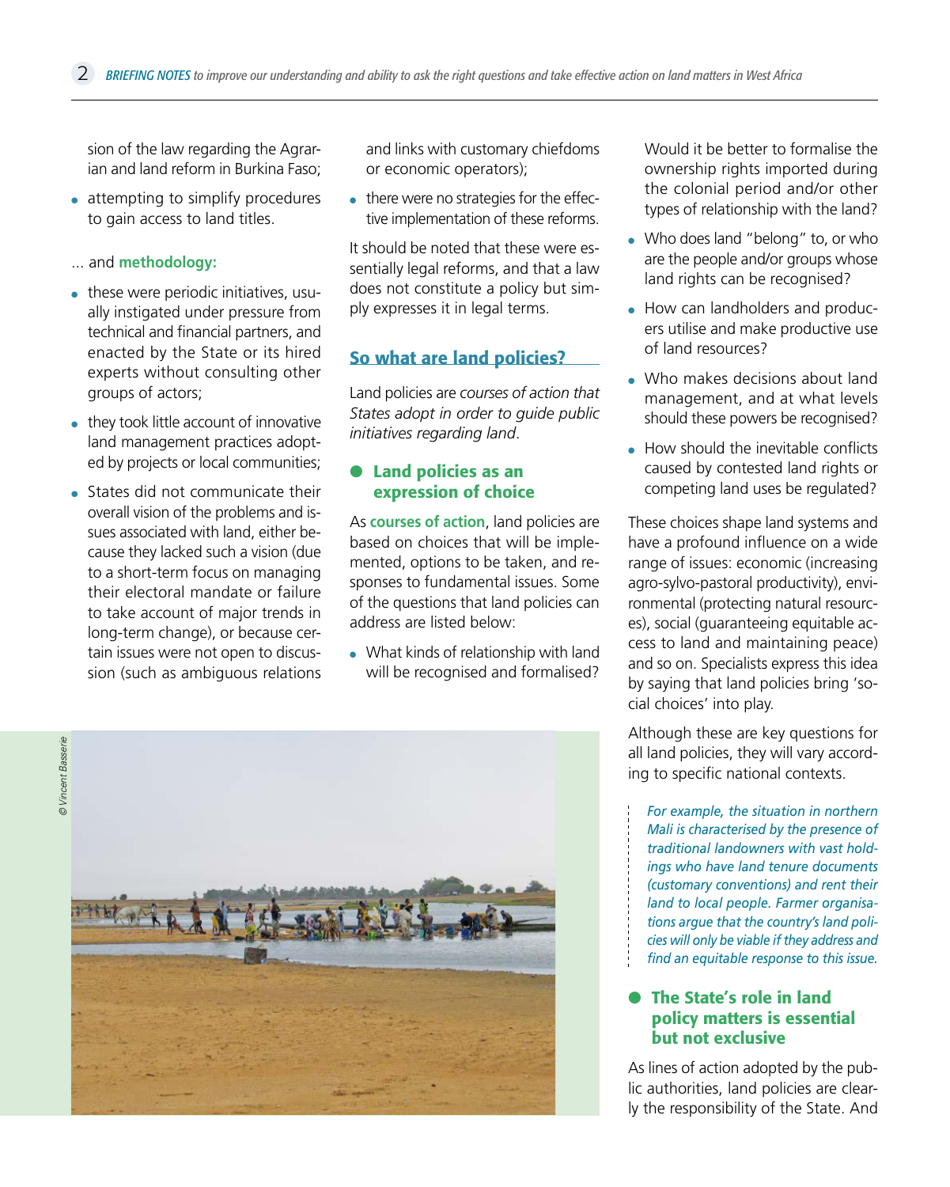sion of the law regarding the Agrarian and land reform in Burkina Faso;

- attempting to simplify procedures to gain access to land titles.

... and **methodology:**

- these were periodic initiatives, usually instigated under pressure from technical and financial partners, and enacted by the State or its hired experts without consulting other groups of actors;
- they took little account of innovative land management practices adopted by projects or local communities;
- States did not communicate their overall vision of the problems and issues associated with land, either because they lacked such a vision (due to a short-term focus on managing their electoral mandate or failure to take account of major trends in long-term change), or because certain issues were not open to discussion (such as ambiguous relations and links with customary chiefdoms or economic operators);
- there were no strategies for the effective implementation of these reforms.

It should be noted that these were essentially legal reforms, and that a law does not constitute a policy but simply expresses it in legal terms.

## So what are land policies?

Land policies are *courses of action that States adopt in order to guide public initiatives regarding land*.

### Land policies as an expression of choice

As **courses of action**, land policies are based on choices that will be implemented, options to be taken, and responses to fundamental issues. Some of the questions that land policies can address are listed below:

- What kinds of relationship with land will be recognised and formalised? Would it be better to formalise the ownership rights imported during the colonial period and/or other types of relationship with the land?
- Who does land "belong" to, or who are the people and/or groups whose land rights can be recognised?
- How can landholders and producers utilise and make productive use of land resources?
- Who makes decisions about land management, and at what levels should these powers be recognised?
- How should the inevitable conflicts caused by contested land rights or competing land uses be regulated?

These choices shape land systems and have a profound influence on a wide range of issues: economic (increasing agro-sylvo-pastoral productivity), environmental (protecting natural resources), social (guaranteeing equitable access to land and maintaining peace) and so on. Specialists express this idea by saying that land policies bring 'social choices' into play.

Although these are key questions for all land policies, they will vary according to specific national contexts.

*For example, the situation in northern Mali is characterised by the presence of traditional landowners with vast holdings who have land tenure documents (customary conventions) and rent their land to local people. Farmer organisations argue that the country's land policies will only be viable if they address and find an equitable response to this issue.*

### The State's role in land policy matters is essential but not exclusive

As lines of action adopted by the public authorities, land policies are clearly the responsibility of the State. And

© Vincent Basserie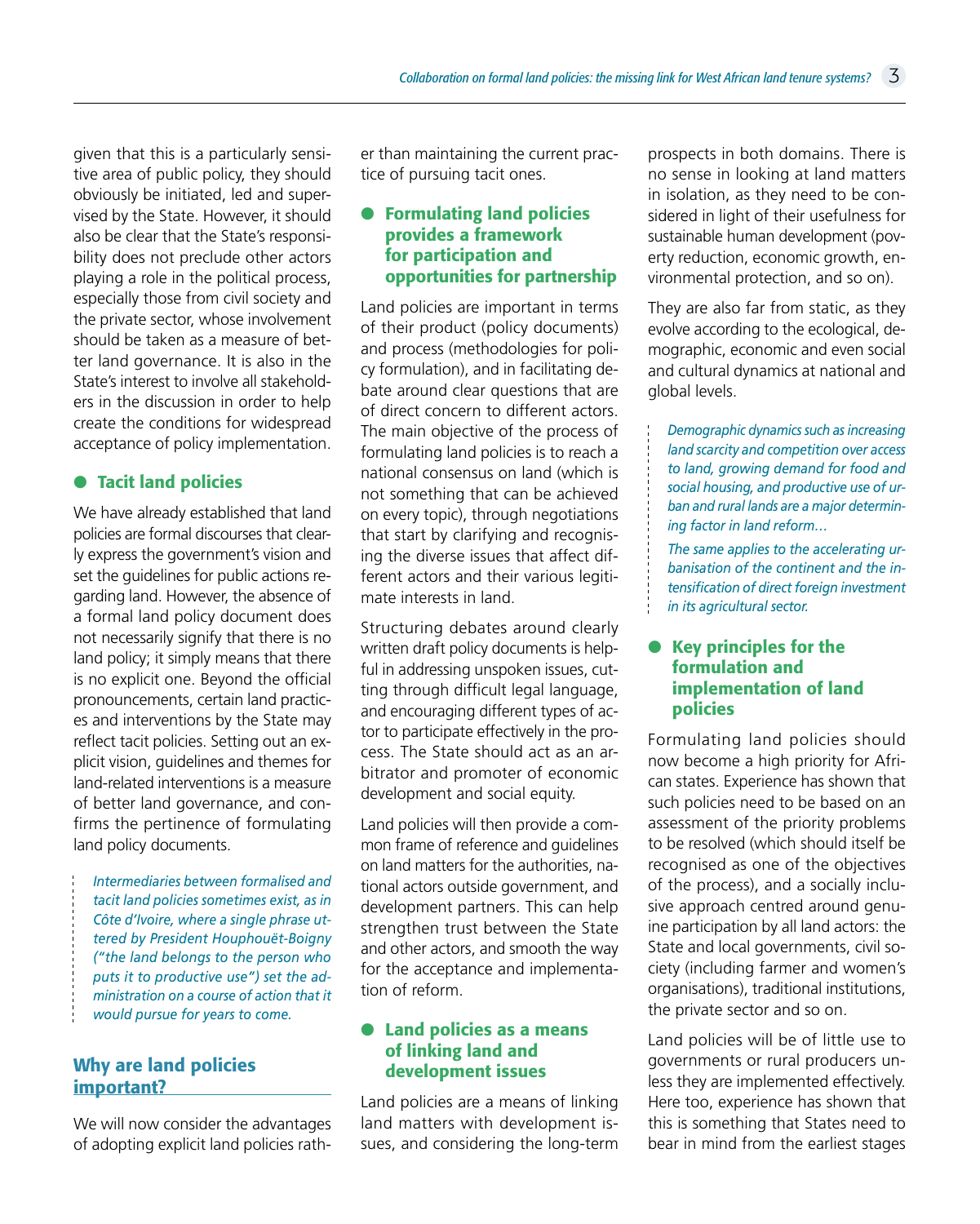given that this is a particularly sensitive area of public policy, they should obviously be initiated, led and supervised by the State. However, it should also be clear that the State's responsibility does not preclude other actors playing a role in the political process, especially those from civil society and the private sector, whose involvement should be taken as a measure of better land governance. It is also in the State's interest to involve all stakeholders in the discussion in order to help create the conditions for widespread acceptance of policy implementation.

### Tacit land policies

We have already established that land policies are formal discourses that clearly express the government's vision and set the guidelines for public actions regarding land. However, the absence of a formal land policy document does not necessarily signify that there is no land policy; it simply means that there is no explicit one. Beyond the official pronouncements, certain land practices and interventions by the State may reflect tacit policies. Setting out an explicit vision, guidelines and themes for land-related interventions is a measure of better land governance, and confirms the pertinence of formulating land policy documents.

> *Intermediaries between formalised and tacit land policies sometimes exist, as in Côte d'Ivoire, where a single phrase uttered by President Houphouët-Boigny ("the land belongs to the person who puts it to productive use") set the administration on a course of action that it would pursue for years to come.*

## Why are land policies important?

We will now consider the advantages of adopting explicit land policies rather than maintaining the current practice of pursuing tacit ones.

### Formulating land policies provides a framework for participation and opportunities for partnership

Land policies are important in terms of their product (policy documents) and process (methodologies for policy formulation), and in facilitating debate around clear questions that are of direct concern to different actors. The main objective of the process of formulating land policies is to reach a national consensus on land (which is not something that can be achieved on every topic), through negotiations that start by clarifying and recognising the diverse issues that affect different actors and their various legitimate interests in land.

Structuring debates around clearly written draft policy documents is helpful in addressing unspoken issues, cutting through difficult legal language, and encouraging different types of actor to participate effectively in the process. The State should act as an arbitrator and promoter of economic development and social equity.

Land policies will then provide a common frame of reference and guidelines on land matters for the authorities, national actors outside government, and development partners. This can help strengthen trust between the State and other actors, and smooth the way for the acceptance and implementation of reform.

### Land policies as a means of linking land and development issues

Land policies are a means of linking land matters with development issues, and considering the long-term prospects in both domains. There is no sense in looking at land matters in isolation, as they need to be considered in light of their usefulness for sustainable human development (poverty reduction, economic growth, environmental protection, and so on).

They are also far from static, as they evolve according to the ecological, demographic, economic and even social and cultural dynamics at national and global levels.

> *Demographic dynamics such as increasing land scarcity and competition over access to land, growing demand for food and social housing, and productive use of urban and rural lands are a major determining factor in land reform…*
>
> *The same applies to the accelerating urbanisation of the continent and the intensification of direct foreign investment in its agricultural sector.*

### Key principles for the formulation and implementation of land policies

Formulating land policies should now become a high priority for African states. Experience has shown that such policies need to be based on an assessment of the priority problems to be resolved (which should itself be recognised as one of the objectives of the process), and a socially inclusive approach centred around genuine participation by all land actors: the State and local governments, civil society (including farmer and women's organisations), traditional institutions, the private sector and so on.

Land policies will be of little use to governments or rural producers unless they are implemented effectively. Here too, experience has shown that this is something that States need to bear in mind from the earliest stages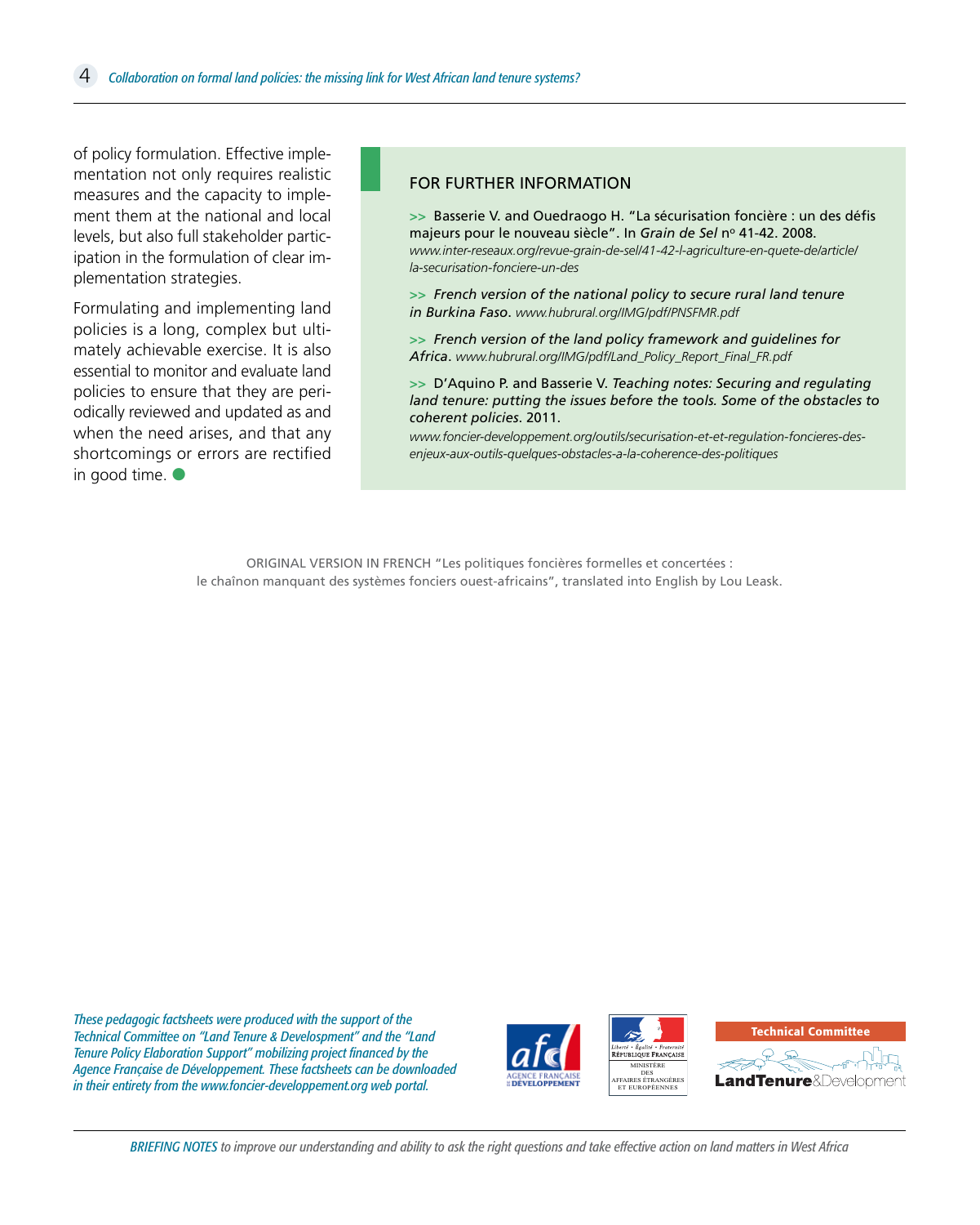of policy formulation. Effective implementation not only requires realistic measures and the capacity to implement them at the national and local levels, but also full stakeholder participation in the formulation of clear implementation strategies.

Formulating and implementing land policies is a long, complex but ultimately achievable exercise. It is also essential to monitor and evaluate land policies to ensure that they are periodically reviewed and updated as and when the need arises, and that any shortcomings or errors are rectified in good time. ●

## FOR FURTHER INFORMATION

>> Basserie V. and Ouedraogo H. "La sécurisation foncière : un des défis majeurs pour le nouveau siècle". In *Grain de Sel* nº 41-42. 2008. *www.inter-reseaux.org/revue-grain-de-sel/41-42-l-agriculture-en-quete-de/article/la-securisation-fonciere-un-des*

>> *French version of the national policy to secure rural land tenure in Burkina Faso*. *www.hubrural.org/IMG/pdf/PNSFMR.pdf*

>> *French version of the land policy framework and guidelines for Africa*. *www.hubrural.org/IMG/pdf/Land_Policy_Report_Final_FR.pdf*

>> D'Aquino P. and Basserie V. *Teaching notes: Securing and regulating land tenure: putting the issues before the tools. Some of the obstacles to coherent policies*. 2011.
*www.foncier-developpement.org/outils/securisation-et-et-regulation-foncieres-des-enjeux-aux-outils-quelques-obstacles-a-la-coherence-des-politiques*

ORIGINAL VERSION IN FRENCH "Les politiques foncières formelles et concertées : le chaînon manquant des systèmes fonciers ouest-africains", translated into English by Lou Leask.

*These pedagogic factsheets were produced with the support of the Technical Committee on "Land Tenure & Development" and the "Land Tenure Policy Elaboration Support" mobilizing project financed by the Agence Française de Développement. These factsheets can be downloaded in their entirety from the www.foncier-developpement.org web portal.*

AGENCE FRANÇAISE DE DÉVELOPPEMENT

Liberté • Égalité • Fraternité
RÉPUBLIQUE FRANÇAISE
MINISTÈRE DES AFFAIRES ÉTRANGÈRES ET EUROPÉENNES

Technical Committee
LandTenure&Development

*BRIEFING NOTES to improve our understanding and ability to ask the right questions and take effective action on land matters in West Africa*